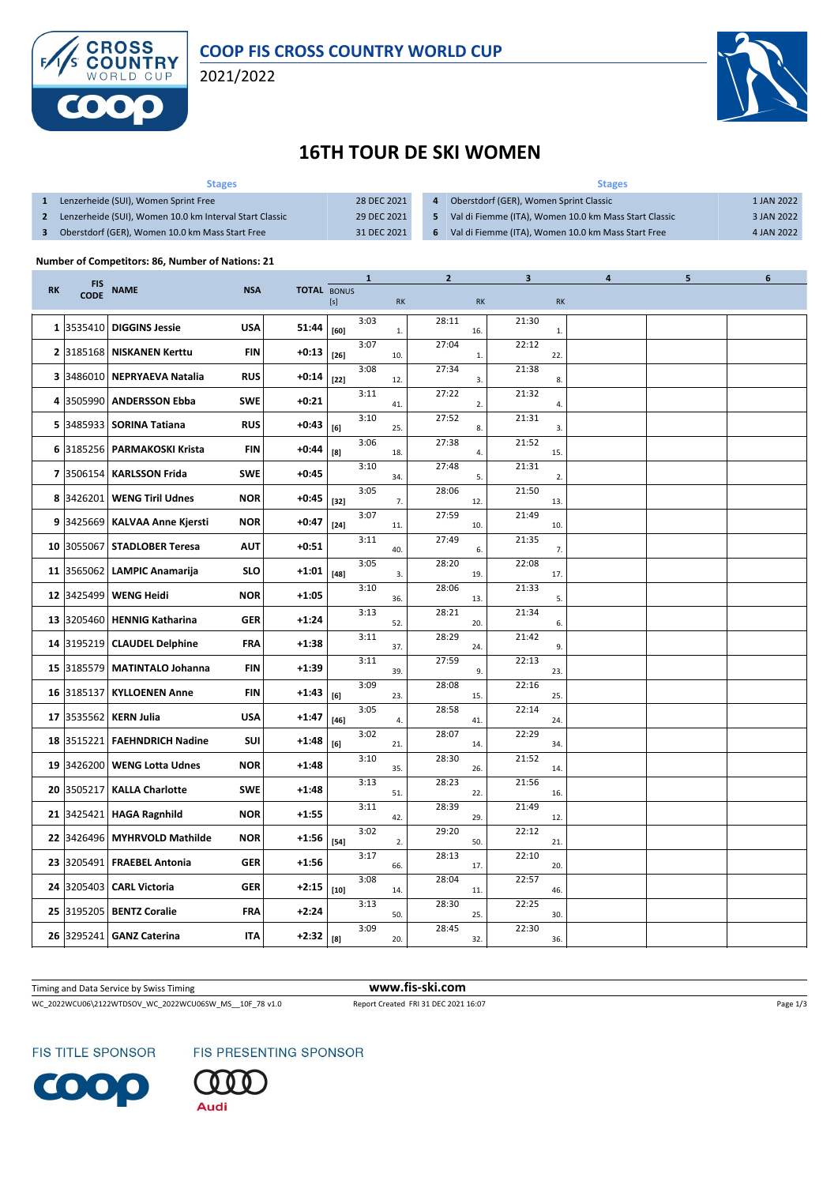# COOP FIS CROSS COUNTRY WORLD CUP

2021/2022

# 16TH TOUR DE SKI WOMEN

| | Stages | | | Stages | |
|---|---|---|---|---|---|
| 1 | Lenzerheide (SUI), Women Sprint Free | 28 DEC 2021 | 4 | Oberstdorf (GER), Women Sprint Classic | 1 JAN 2022 |
| 2 | Lenzerheide (SUI), Women 10.0 km Interval Start Classic | 29 DEC 2021 | 5 | Val di Fiemme (ITA), Women 10.0 km Mass Start Classic | 3 JAN 2022 |
| 3 | Oberstdorf (GER), Women 10.0 km Mass Start Free | 31 DEC 2021 | 6 | Val di Fiemme (ITA), Women 10.0 km Mass Start Free | 4 JAN 2022 |

**Number of Competitors: 86, Number of Nations: 21**

| RK | FIS CODE | NAME | NSA | TOTAL | BONUS [s] | 1 | RK | 2 | RK | 3 | RK | 4 | 5 | 6 |
|---|---|---|---|---|---|---|---|---|---|---|---|---|---|---|
| 1 | 3535410 | DIGGINS Jessie | USA | 51:44 | [60] | 3:03 | 1. | 28:11 | 16. | 21:30 | 1. | | | |
| 2 | 3185168 | NISKANEN Kerttu | FIN | +0:13 | [26] | 3:07 | 10. | 27:04 | 1. | 22:12 | 22. | | | |
| 3 | 3486010 | NEPRYAEVA Natalia | RUS | +0:14 | [22] | 3:08 | 12. | 27:34 | 3. | 21:38 | 8. | | | |
| 4 | 3505990 | ANDERSSON Ebba | SWE | +0:21 | | 3:11 | 41. | 27:22 | 2. | 21:32 | 4. | | | |
| 5 | 3485933 | SORINA Tatiana | RUS | +0:43 | [6] | 3:10 | 25. | 27:52 | 8. | 21:31 | 3. | | | |
| 6 | 3185256 | PARMAKOSKI Krista | FIN | +0:44 | [8] | 3:06 | 18. | 27:38 | 4. | 21:52 | 15. | | | |
| 7 | 3506154 | KARLSSON Frida | SWE | +0:45 | | 3:10 | 34. | 27:48 | 5. | 21:31 | 2. | | | |
| 8 | 3426201 | WENG Tiril Udnes | NOR | +0:45 | [32] | 3:05 | 7. | 28:06 | 12. | 21:50 | 13. | | | |
| 9 | 3425669 | KALVAA Anne Kjersti | NOR | +0:47 | [24] | 3:07 | 11. | 27:59 | 10. | 21:49 | 10. | | | |
| 10 | 3055067 | STADLOBER Teresa | AUT | +0:51 | | 3:11 | 40. | 27:49 | 6. | 21:35 | 7. | | | |
| 11 | 3565062 | LAMPIC Anamarija | SLO | +1:01 | [48] | 3:05 | 3. | 28:20 | 19. | 22:08 | 17. | | | |
| 12 | 3425499 | WENG Heidi | NOR | +1:05 | | 3:10 | 36. | 28:06 | 13. | 21:33 | 5. | | | |
| 13 | 3205460 | HENNIG Katharina | GER | +1:24 | | 3:13 | 52. | 28:21 | 20. | 21:34 | 6. | | | |
| 14 | 3195219 | CLAUDEL Delphine | FRA | +1:38 | | 3:11 | 37. | 28:29 | 24. | 21:42 | 9. | | | |
| 15 | 3185579 | MATINTALO Johanna | FIN | +1:39 | | 3:11 | 39. | 27:59 | 9. | 22:13 | 23. | | | |
| 16 | 3185137 | KYLLOENEN Anne | FIN | +1:43 | [6] | 3:09 | 23. | 28:08 | 15. | 22:16 | 25. | | | |
| 17 | 3535562 | KERN Julia | USA | +1:47 | [46] | 3:05 | 4. | 28:58 | 41. | 22:14 | 24. | | | |
| 18 | 3515221 | FAEHNDRICH Nadine | SUI | +1:48 | [6] | 3:02 | 21. | 28:07 | 14. | 22:29 | 34. | | | |
| 19 | 3426200 | WENG Lotta Udnes | NOR | +1:48 | | 3:10 | 35. | 28:30 | 26. | 21:52 | 14. | | | |
| 20 | 3505217 | KALLA Charlotte | SWE | +1:48 | | 3:13 | 51. | 28:23 | 22. | 21:56 | 16. | | | |
| 21 | 3425421 | HAGA Ragnhild | NOR | +1:55 | | 3:11 | 42. | 28:39 | 29. | 21:49 | 12. | | | |
| 22 | 3426496 | MYHRVOLD Mathilde | NOR | +1:56 | [54] | 3:02 | 2. | 29:20 | 50. | 22:12 | 21. | | | |
| 23 | 3205491 | FRAEBEL Antonia | GER | +1:56 | | 3:17 | 66. | 28:13 | 17. | 22:10 | 20. | | | |
| 24 | 3205403 | CARL Victoria | GER | +2:15 | [10] | 3:08 | 14. | 28:04 | 11. | 22:57 | 46. | | | |
| 25 | 3195205 | BENTZ Coralie | FRA | +2:24 | | 3:13 | 50. | 28:30 | 25. | 22:25 | 30. | | | |
| 26 | 3295241 | GANZ Caterina | ITA | +2:32 | [8] | 3:09 | 20. | 28:45 | 32. | 22:30 | 36. | | | |

Timing and Data Service by Swiss Timing — www.fis-ski.com

WC_2022WCU06\2122WTDSOV_WC_2022WCU06SW_MS__10F_78 v1.0 — Report Created FRI 31 DEC 2021 16:07

FIS TITLE SPONSOR — FIS PRESENTING SPONSOR Audi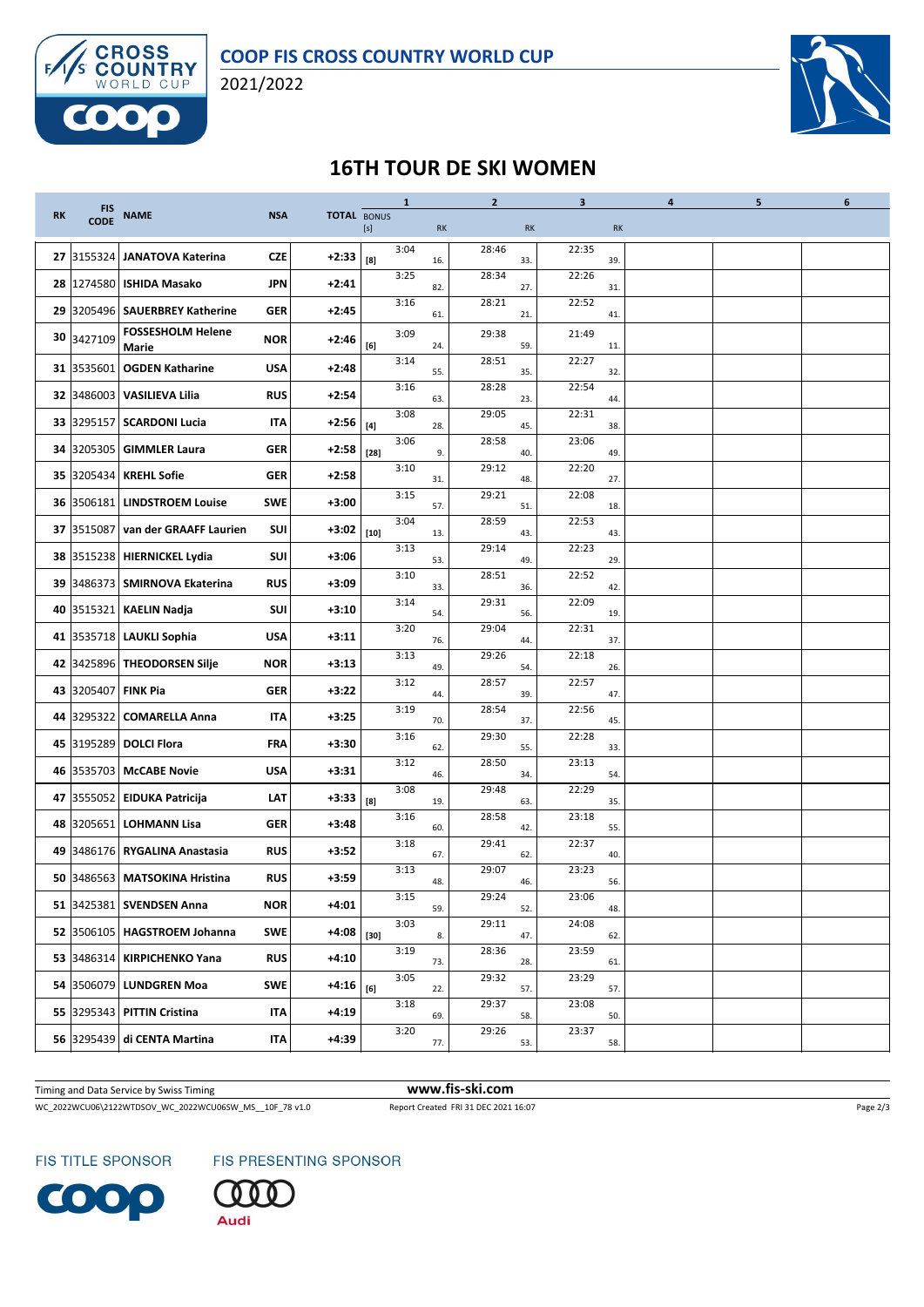# COOP FIS CROSS COUNTRY WORLD CUP

2021/2022

## 16TH TOUR DE SKI WOMEN

| RK | FIS CODE | NAME | NSA | TOTAL | 1 BONUS [s] | 1 | 1 RK | 2 | 2 RK | 3 | 3 RK | 4 | 5 | 6 |
|---|---|---|---|---|---|---|---|---|---|---|---|---|---|---|
| 27 | 3155324 | JANATOVA Katerina | CZE | +2:33 | [8] | 3:04 | 16. | 28:46 | 33. | 22:35 | 39. | | | |
| 28 | 1274580 | ISHIDA Masako | JPN | +2:41 | | 3:25 | 82. | 28:34 | 27. | 22:26 | 31. | | | |
| 29 | 3205496 | SAUERBREY Katherine | GER | +2:45 | | 3:16 | 61. | 28:21 | 21. | 22:52 | 41. | | | |
| 30 | 3427109 | FOSSESHOLM Helene Marie | NOR | +2:46 | [6] | 3:09 | 24. | 29:38 | 59. | 21:49 | 11. | | | |
| 31 | 3535601 | OGDEN Katharine | USA | +2:48 | | 3:14 | 55. | 28:51 | 35. | 22:27 | 32. | | | |
| 32 | 3486003 | VASILIEVA Lilia | RUS | +2:54 | | 3:16 | 63. | 28:28 | 23. | 22:54 | 44. | | | |
| 33 | 3295157 | SCARDONI Lucia | ITA | +2:56 | [4] | 3:08 | 28. | 29:05 | 45. | 22:31 | 38. | | | |
| 34 | 3205305 | GIMMLER Laura | GER | +2:58 | [28] | 3:06 | 9. | 28:58 | 40. | 23:06 | 49. | | | |
| 35 | 3205434 | KREHL Sofie | GER | +2:58 | | 3:10 | 31. | 29:12 | 48. | 22:20 | 27. | | | |
| 36 | 3506181 | LINDSTROEM Louise | SWE | +3:00 | | 3:15 | 57. | 29:21 | 51. | 22:08 | 18. | | | |
| 37 | 3515087 | van der GRAAFF Laurien | SUI | +3:02 | [10] | 3:04 | 13. | 28:59 | 43. | 22:53 | 43. | | | |
| 38 | 3515238 | HIERNICKEL Lydia | SUI | +3:06 | | 3:13 | 53. | 29:14 | 49. | 22:23 | 29. | | | |
| 39 | 3486373 | SMIRNOVA Ekaterina | RUS | +3:09 | | 3:10 | 33. | 28:51 | 36. | 22:52 | 42. | | | |
| 40 | 3515321 | KAELIN Nadja | SUI | +3:10 | | 3:14 | 54. | 29:31 | 56. | 22:09 | 19. | | | |
| 41 | 3535718 | LAUKLI Sophia | USA | +3:11 | | 3:20 | 76. | 29:04 | 44. | 22:31 | 37. | | | |
| 42 | 3425896 | THEODORSEN Silje | NOR | +3:13 | | 3:13 | 49. | 29:26 | 54. | 22:18 | 26. | | | |
| 43 | 3205407 | FINK Pia | GER | +3:22 | | 3:12 | 44. | 28:57 | 39. | 22:57 | 47. | | | |
| 44 | 3295322 | COMARELLA Anna | ITA | +3:25 | | 3:19 | 70. | 28:54 | 37. | 22:56 | 45. | | | |
| 45 | 3195289 | DOLCI Flora | FRA | +3:30 | | 3:16 | 62. | 29:30 | 55. | 22:28 | 33. | | | |
| 46 | 3535703 | McCABE Novie | USA | +3:31 | | 3:12 | 46. | 28:50 | 34. | 23:13 | 54. | | | |
| 47 | 3555052 | EIDUKA Patricija | LAT | +3:33 | [8] | 3:08 | 19. | 29:48 | 63. | 22:29 | 35. | | | |
| 48 | 3205651 | LOHMANN Lisa | GER | +3:48 | | 3:16 | 60. | 28:58 | 42. | 23:18 | 55. | | | |
| 49 | 3486176 | RYGALINA Anastasia | RUS | +3:52 | | 3:18 | 67. | 29:41 | 62. | 22:37 | 40. | | | |
| 50 | 3486563 | MATSOKINA Hristina | RUS | +3:59 | | 3:13 | 48. | 29:07 | 46. | 23:23 | 56. | | | |
| 51 | 3425381 | SVENDSEN Anna | NOR | +4:01 | | 3:15 | 59. | 29:24 | 52. | 23:06 | 48. | | | |
| 52 | 3506105 | HAGSTROEM Johanna | SWE | +4:08 | [30] | 3:03 | 8. | 29:11 | 47. | 24:08 | 62. | | | |
| 53 | 3486314 | KIRPICHENKO Yana | RUS | +4:10 | | 3:19 | 73. | 28:36 | 28. | 23:59 | 61. | | | |
| 54 | 3506079 | LUNDGREN Moa | SWE | +4:16 | [6] | 3:05 | 22. | 29:32 | 57. | 23:29 | 57. | | | |
| 55 | 3295343 | PITTIN Cristina | ITA | +4:19 | | 3:18 | 69. | 29:37 | 58. | 23:08 | 50. | | | |
| 56 | 3295439 | di CENTA Martina | ITA | +4:39 | | 3:20 | 77. | 29:26 | 53. | 23:37 | 58. | | | |

Timing and Data Service by Swiss Timing — www.fis-ski.com

WC_2022WCU06\2122WTDSOV_WC_2022WCU06SW_MS__10F_78 v1.0 — Report Created FRI 31 DEC 2021 16:07

FIS TITLE SPONSOR — FIS PRESENTING SPONSOR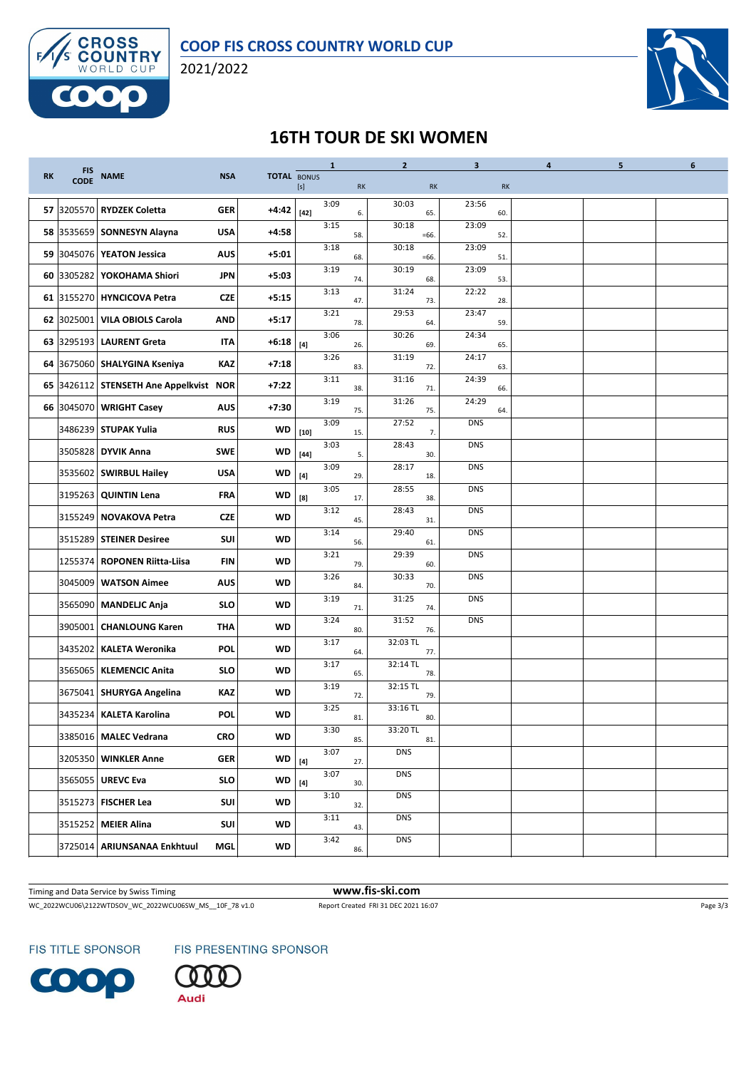# 16TH TOUR DE SKI WOMEN

| RK | FIS CODE | NAME | NSA | TOTAL | 1 BONUS [s] | 1 | 1 RK | 2 | 2 RK | 3 | 3 RK | 4 | 5 | 6 |
|---|---|---|---|---|---|---|---|---|---|---|---|---|---|---|
| 57 | 3205570 | **RYDZEK Coletta** | GER | +4:42 | [42] | 3:09 | 6. | 30:03 | 65. | 23:56 | 60. | | | |
| 58 | 3535659 | **SONNESYN Alayna** | USA | +4:58 | | 3:15 | 58. | 30:18 | =66. | 23:09 | 52. | | | |
| 59 | 3045076 | **YEATON Jessica** | AUS | +5:01 | | 3:18 | 68. | 30:18 | =66. | 23:09 | 51. | | | |
| 60 | 3305282 | **YOKOHAMA Shiori** | JPN | +5:03 | | 3:19 | 74. | 30:19 | 68. | 23:09 | 53. | | | |
| 61 | 3155270 | **HYNCICOVA Petra** | CZE | +5:15 | | 3:13 | 47. | 31:24 | 73. | 22:22 | 28. | | | |
| 62 | 3025001 | **VILA OBIOLS Carola** | AND | +5:17 | | 3:21 | 78. | 29:53 | 64. | 23:47 | 59. | | | |
| 63 | 3295193 | **LAURENT Greta** | ITA | +6:18 | [4] | 3:06 | 26. | 30:26 | 69. | 24:34 | 65. | | | |
| 64 | 3675060 | **SHALYGINA Kseniya** | KAZ | +7:18 | | 3:26 | 83. | 31:19 | 72. | 24:17 | 63. | | | |
| 65 | 3426112 | **STENSETH Ane Appelkvist** | NOR | +7:22 | | 3:11 | 38. | 31:16 | 71. | 24:39 | 66. | | | |
| 66 | 3045070 | **WRIGHT Casey** | AUS | +7:30 | | 3:19 | 75. | 31:26 | 75. | 24:29 | 64. | | | |
| | 3486239 | **STUPAK Yulia** | RUS | WD | [10] | 3:09 | 15. | 27:52 | 7. | DNS | | | | |
| | 3505828 | **DYVIK Anna** | SWE | WD | [44] | 3:03 | 5. | 28:43 | 30. | DNS | | | | |
| | 3535602 | **SWIRBUL Hailey** | USA | WD | [4] | 3:09 | 29. | 28:17 | 18. | DNS | | | | |
| | 3195263 | **QUINTIN Lena** | FRA | WD | [8] | 3:05 | 17. | 28:55 | 38. | DNS | | | | |
| | 3155249 | **NOVAKOVA Petra** | CZE | WD | | 3:12 | 45. | 28:43 | 31. | DNS | | | | |
| | 3515289 | **STEINER Desiree** | SUI | WD | | 3:14 | 56. | 29:40 | 61. | DNS | | | | |
| | 1255374 | **ROPONEN Riitta-Liisa** | FIN | WD | | 3:21 | 79. | 29:39 | 60. | DNS | | | | |
| | 3045009 | **WATSON Aimee** | AUS | WD | | 3:26 | 84. | 30:33 | 70. | DNS | | | | |
| | 3565090 | **MANDELJC Anja** | SLO | WD | | 3:19 | 71. | 31:25 | 74. | DNS | | | | |
| | 3905001 | **CHANLOUNG Karen** | THA | WD | | 3:24 | 80. | 31:52 | 76. | DNS | | | | |
| | 3435202 | **KALETA Weronika** | POL | WD | | 3:17 | 64. | 32:03 TL | 77. | | | | | |
| | 3565065 | **KLEMENCIC Anita** | SLO | WD | | 3:17 | 65. | 32:14 TL | 78. | | | | | |
| | 3675041 | **SHURYGA Angelina** | KAZ | WD | | 3:19 | 72. | 32:15 TL | 79. | | | | | |
| | 3435234 | **KALETA Karolina** | POL | WD | | 3:25 | 81. | 33:16 TL | 80. | | | | | |
| | 3385016 | **MALEC Vedrana** | CRO | WD | | 3:30 | 85. | 33:20 TL | 81. | | | | | |
| | 3205350 | **WINKLER Anne** | GER | WD | [4] | 3:07 | 27. | DNS | | | | | | |
| | 3565055 | **UREVC Eva** | SLO | WD | [4] | 3:07 | 30. | DNS | | | | | | |
| | 3515273 | **FISCHER Lea** | SUI | WD | | 3:10 | 32. | DNS | | | | | | |
| | 3515252 | **MEIER Alina** | SUI | WD | | 3:11 | 43. | DNS | | | | | | |
| | 3725014 | **ARIUNSANAA Enkhtuul** | MGL | WD | | 3:42 | 86. | DNS | | | | | | |

Timing and Data Service by Swiss Timing

**www.fis-ski.com**

WC_2022WCU06\2122WTDSOV_WC_2022WCU06SW_MS__10F_78 v1.0

Report Created FRI 31 DEC 2021 16:07

FIS TITLE SPONSOR

FIS PRESENTING SPONSOR